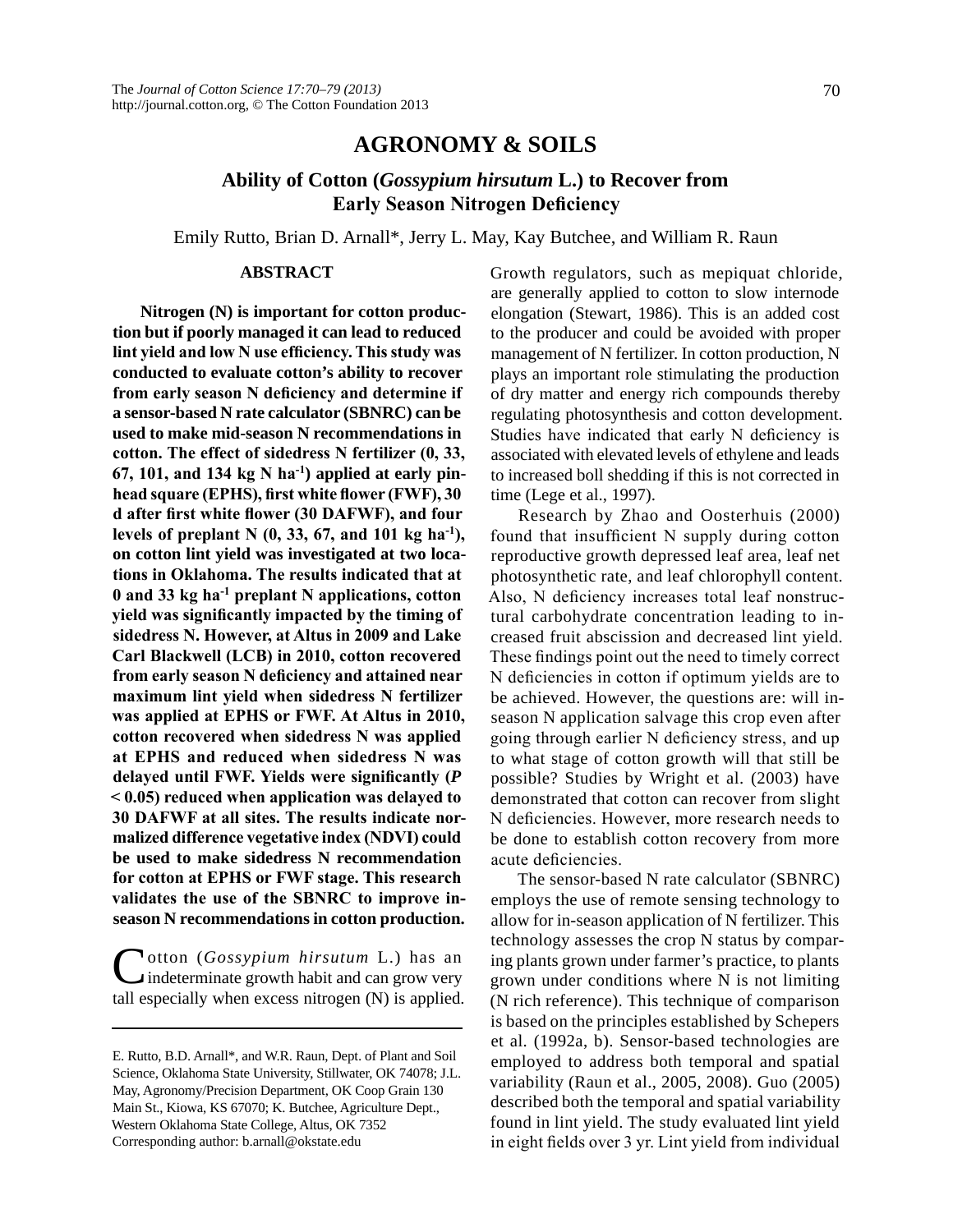## AGRONOMY & SOILS

# Ability of Cotton (*Gossypium hirsutum* L.) to Recover from Early Season Nitrogen Deficiency

Emily Rutto, Brian D. Arnall*, Jerry L. May, Kay Butchee, and William R. Raun

### ABSTRACT

**Nitrogen (N) is important for cotton production but if poorly managed it can lead to reduced lint yield and low N use efficiency. This study was conducted to evaluate cotton's ability to recover from early season N deficiency and determine if a sensor-based N rate calculator (SBNRC) can be used to make mid-season N recommendations in cotton. The effect of sidedress N fertilizer (0, 33, 67, 101, and 134 kg N ha$^{-1}$) applied at early pinhead square (EPHS), first white flower (FWF), 30 d after first white flower (30 DAFWF), and four levels of preplant N (0, 33, 67, and 101 kg ha$^{-1}$), on cotton lint yield was investigated at two locations in Oklahoma. The results indicated that at 0 and 33 kg ha$^{-1}$ preplant N applications, cotton yield was significantly impacted by the timing of sidedress N. However, at Altus in 2009 and Lake Carl Blackwell (LCB) in 2010, cotton recovered from early season N deficiency and attained near maximum lint yield when sidedress N fertilizer was applied at EPHS or FWF. At Altus in 2010, cotton recovered when sidedress N was applied at EPHS and reduced when sidedress N was delayed until FWF. Yields were significantly ($P < 0.05$) reduced when application was delayed to 30 DAFWF at all sites. The results indicate normalized difference vegetative index (NDVI) could be used to make sidedress N recommendation for cotton at EPHS or FWF stage. This research validates the use of the SBNRC to improve in-season N recommendations in cotton production.**

Cotton (*Gossypium hirsutum* L.) has an indeterminate growth habit and can grow very tall especially when excess nitrogen (N) is applied. Growth regulators, such as mepiquat chloride, are generally applied to cotton to slow internode elongation (Stewart, 1986). This is an added cost to the producer and could be avoided with proper management of N fertilizer. In cotton production, N plays an important role stimulating the production of dry matter and energy rich compounds thereby regulating photosynthesis and cotton development. Studies have indicated that early N deficiency is associated with elevated levels of ethylene and leads to increased boll shedding if this is not corrected in time (Lege et al., 1997).

Research by Zhao and Oosterhuis (2000) found that insufficient N supply during cotton reproductive growth depressed leaf area, leaf net photosynthetic rate, and leaf chlorophyll content. Also, N deficiency increases total leaf nonstructural carbohydrate concentration leading to increased fruit abscission and decreased lint yield. These findings point out the need to timely correct N deficiencies in cotton if optimum yields are to be achieved. However, the questions are: will in-season N application salvage this crop even after going through earlier N deficiency stress, and up to what stage of cotton growth will that still be possible? Studies by Wright et al. (2003) have demonstrated that cotton can recover from slight N deficiencies. However, more research needs to be done to establish cotton recovery from more acute deficiencies.

The sensor-based N rate calculator (SBNRC) employs the use of remote sensing technology to allow for in-season application of N fertilizer. This technology assesses the crop N status by comparing plants grown under farmer's practice, to plants grown under conditions where N is not limiting (N rich reference). This technique of comparison is based on the principles established by Schepers et al. (1992a, b). Sensor-based technologies are employed to address both temporal and spatial variability (Raun et al., 2005, 2008). Guo (2005) described both the temporal and spatial variability found in lint yield. The study evaluated lint yield in eight fields over 3 yr. Lint yield from individual

---

E. Rutto, B.D. Arnall*, and W.R. Raun, Dept. of Plant and Soil Science, Oklahoma State University, Stillwater, OK 74078; J.L. May, Agronomy/Precision Department, OK Coop Grain 130 Main St., Kiowa, KS 67070; K. Butchee, Agriculture Dept., Western Oklahoma State College, Altus, OK 7352
Corresponding author: b.arnall@okstate.edu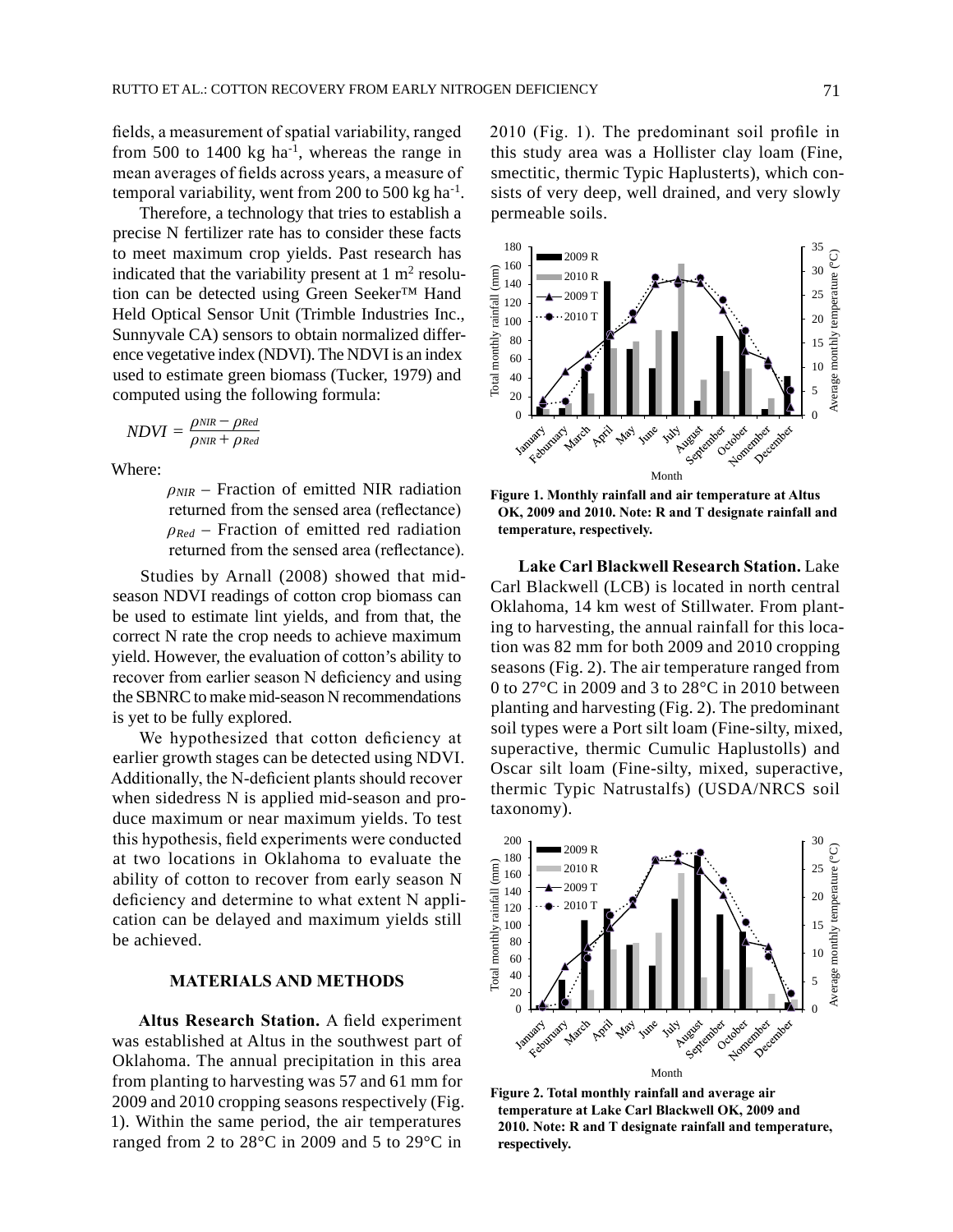fields, a measurement of spatial variability, ranged from 500 to 1400 kg ha$^{-1}$, whereas the range in mean averages of fields across years, a measure of temporal variability, went from 200 to 500 kg ha$^{-1}$.

Therefore, a technology that tries to establish a precise N fertilizer rate has to consider these facts to meet maximum crop yields. Past research has indicated that the variability present at 1 m$^2$ resolution can be detected using Green Seeker™ Hand Held Optical Sensor Unit (Trimble Industries Inc., Sunnyvale CA) sensors to obtain normalized difference vegetative index (NDVI). The NDVI is an index used to estimate green biomass (Tucker, 1979) and computed using the following formula:

$$NDVI = \frac{\rho_{NIR} - \rho_{Red}}{\rho_{NIR} + \rho_{Red}}$$

Where:

$\rho_{NIR}$ – Fraction of emitted NIR radiation returned from the sensed area (reflectance)

$\rho_{Red}$ – Fraction of emitted red radiation returned from the sensed area (reflectance).

Studies by Arnall (2008) showed that mid-season NDVI readings of cotton crop biomass can be used to estimate lint yields, and from that, the correct N rate the crop needs to achieve maximum yield. However, the evaluation of cotton's ability to recover from earlier season N deficiency and using the SBNRC to make mid-season N recommendations is yet to be fully explored.

We hypothesized that cotton deficiency at earlier growth stages can be detected using NDVI. Additionally, the N-deficient plants should recover when sidedress N is applied mid-season and produce maximum or near maximum yields. To test this hypothesis, field experiments were conducted at two locations in Oklahoma to evaluate the ability of cotton to recover from early season N deficiency and determine to what extent N application can be delayed and maximum yields still be achieved.

## MATERIALS AND METHODS

**Altus Research Station.** A field experiment was established at Altus in the southwest part of Oklahoma. The annual precipitation in this area from planting to harvesting was 57 and 61 mm for 2009 and 2010 cropping seasons respectively (Fig. 1). Within the same period, the air temperatures ranged from 2 to 28°C in 2009 and 5 to 29°C in 2010 (Fig. 1). The predominant soil profile in this study area was a Hollister clay loam (Fine, smectitic, thermic Typic Haplusterts), which consists of very deep, well drained, and very slowly permeable soils.

**Figure 1. Monthly rainfall and air temperature at Altus OK, 2009 and 2010. Note: R and T designate rainfall and temperature, respectively.**

**Lake Carl Blackwell Research Station.** Lake Carl Blackwell (LCB) is located in north central Oklahoma, 14 km west of Stillwater. From planting to harvesting, the annual rainfall for this location was 82 mm for both 2009 and 2010 cropping seasons (Fig. 2). The air temperature ranged from 0 to 27°C in 2009 and 3 to 28°C in 2010 between planting and harvesting (Fig. 2). The predominant soil types were a Port silt loam (Fine-silty, mixed, superactive, thermic Cumulic Haplustolls) and Oscar silt loam (Fine-silty, mixed, superactive, thermic Typic Natrustalfs) (USDA/NRCS soil taxonomy).

**Figure 2. Total monthly rainfall and average air temperature at Lake Carl Blackwell OK, 2009 and 2010. Note: R and T designate rainfall and temperature, respectively.**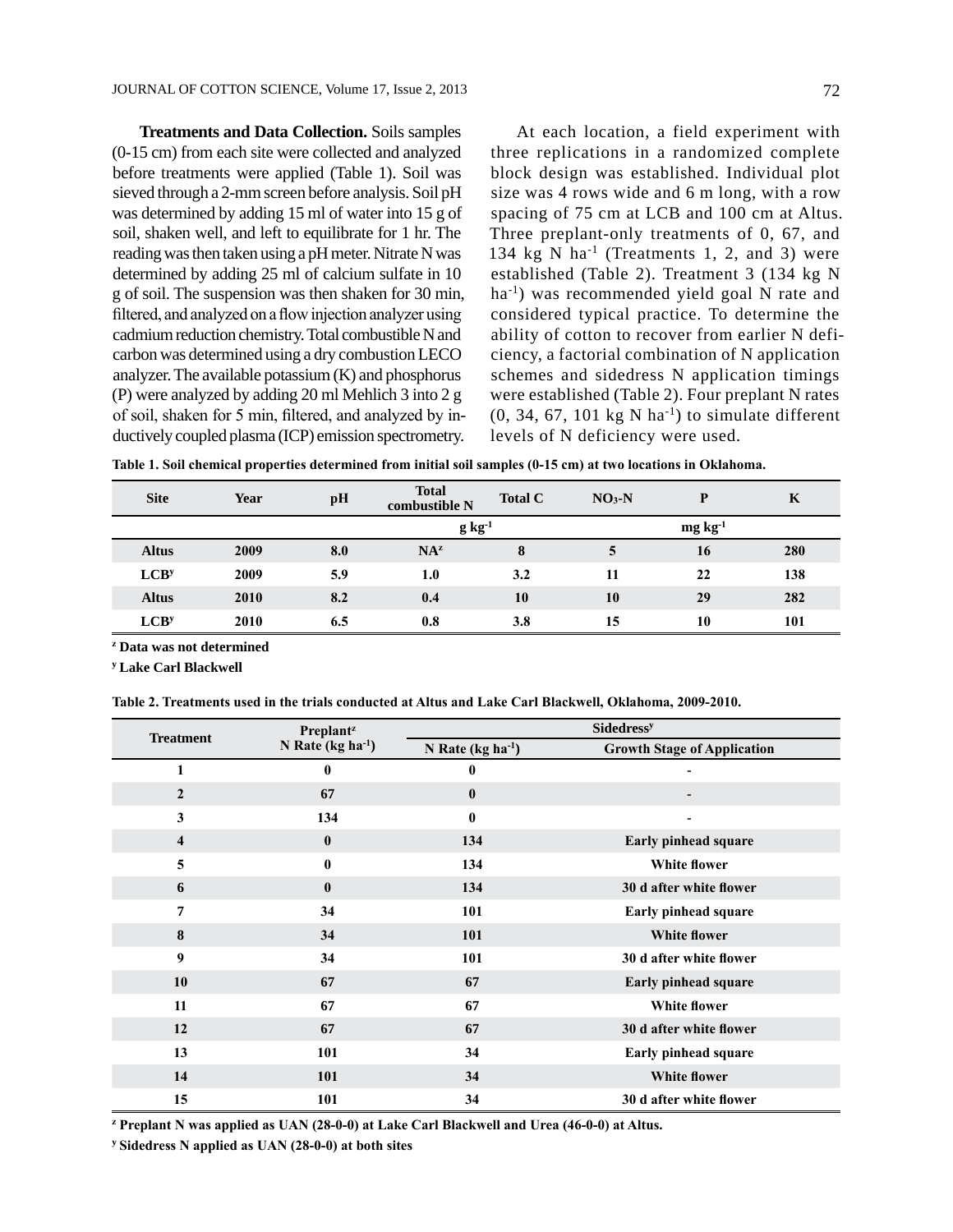**Treatments and Data Collection.** Soils samples (0-15 cm) from each site were collected and analyzed before treatments were applied (Table 1). Soil was sieved through a 2-mm screen before analysis. Soil pH was determined by adding 15 ml of water into 15 g of soil, shaken well, and left to equilibrate for 1 hr. The reading was then taken using a pH meter. Nitrate N was determined by adding 25 ml of calcium sulfate in 10 g of soil. The suspension was then shaken for 30 min, filtered, and analyzed on a flow injection analyzer using cadmium reduction chemistry. Total combustible N and carbon was determined using a dry combustion LECO analyzer. The available potassium (K) and phosphorus (P) were analyzed by adding 20 ml Mehlich 3 into 2 g of soil, shaken for 5 min, filtered, and analyzed by inductively coupled plasma (ICP) emission spectrometry.

At each location, a field experiment with three replications in a randomized complete block design was established. Individual plot size was 4 rows wide and 6 m long, with a row spacing of 75 cm at LCB and 100 cm at Altus. Three preplant-only treatments of 0, 67, and 134 kg N $ha^{-1}$ (Treatments 1, 2, and 3) were established (Table 2). Treatment 3 (134 kg N $ha^{-1}$) was recommended yield goal N rate and considered typical practice. To determine the ability of cotton to recover from earlier N deficiency, a factorial combination of N application schemes and sidedress N application timings were established (Table 2). Four preplant N rates (0, 34, 67, 101 kg N $ha^{-1}$) to simulate different levels of N deficiency were used.

**Table 1. Soil chemical properties determined from initial soil samples (0-15 cm) at two locations in Oklahoma.**

| Site | Year | pH | Total combustible N | Total C | $NO_3$-N | P | K |
|---|---|---|---|---|---|---|---|
| | | | $g\ kg^{-1}$ | | | $mg\ kg^{-1}$ | |
| Altus | 2009 | 8.0 | NA[z] | 8 | 5 | 16 | 280 |
| LCB[y] | 2009 | 5.9 | 1.0 | 3.2 | 11 | 22 | 138 |
| Altus | 2010 | 8.2 | 0.4 | 10 | 10 | 29 | 282 |
| LCB[y] | 2010 | 6.5 | 0.8 | 3.8 | 15 | 10 | 101 |

[z] Data was not determined

[y] Lake Carl Blackwell

**Table 2. Treatments used in the trials conducted at Altus and Lake Carl Blackwell, Oklahoma, 2009-2010.**

| Treatment | Preplant[z] N Rate (kg $ha^{-1}$) | Sidedress[y] | |
|---|---|---|---|
| | | N Rate (kg $ha^{-1}$) | Growth Stage of Application |
| 1 | 0 | 0 | - |
| 2 | 67 | 0 | - |
| 3 | 134 | 0 | - |
| 4 | 0 | 134 | Early pinhead square |
| 5 | 0 | 134 | White flower |
| 6 | 0 | 134 | 30 d after white flower |
| 7 | 34 | 101 | Early pinhead square |
| 8 | 34 | 101 | White flower |
| 9 | 34 | 101 | 30 d after white flower |
| 10 | 67 | 67 | Early pinhead square |
| 11 | 67 | 67 | White flower |
| 12 | 67 | 67 | 30 d after white flower |
| 13 | 101 | 34 | Early pinhead square |
| 14 | 101 | 34 | White flower |
| 15 | 101 | 34 | 30 d after white flower |

[z] Preplant N was applied as UAN (28-0-0) at Lake Carl Blackwell and Urea (46-0-0) at Altus.

[y] Sidedress N applied as UAN (28-0-0) at both sites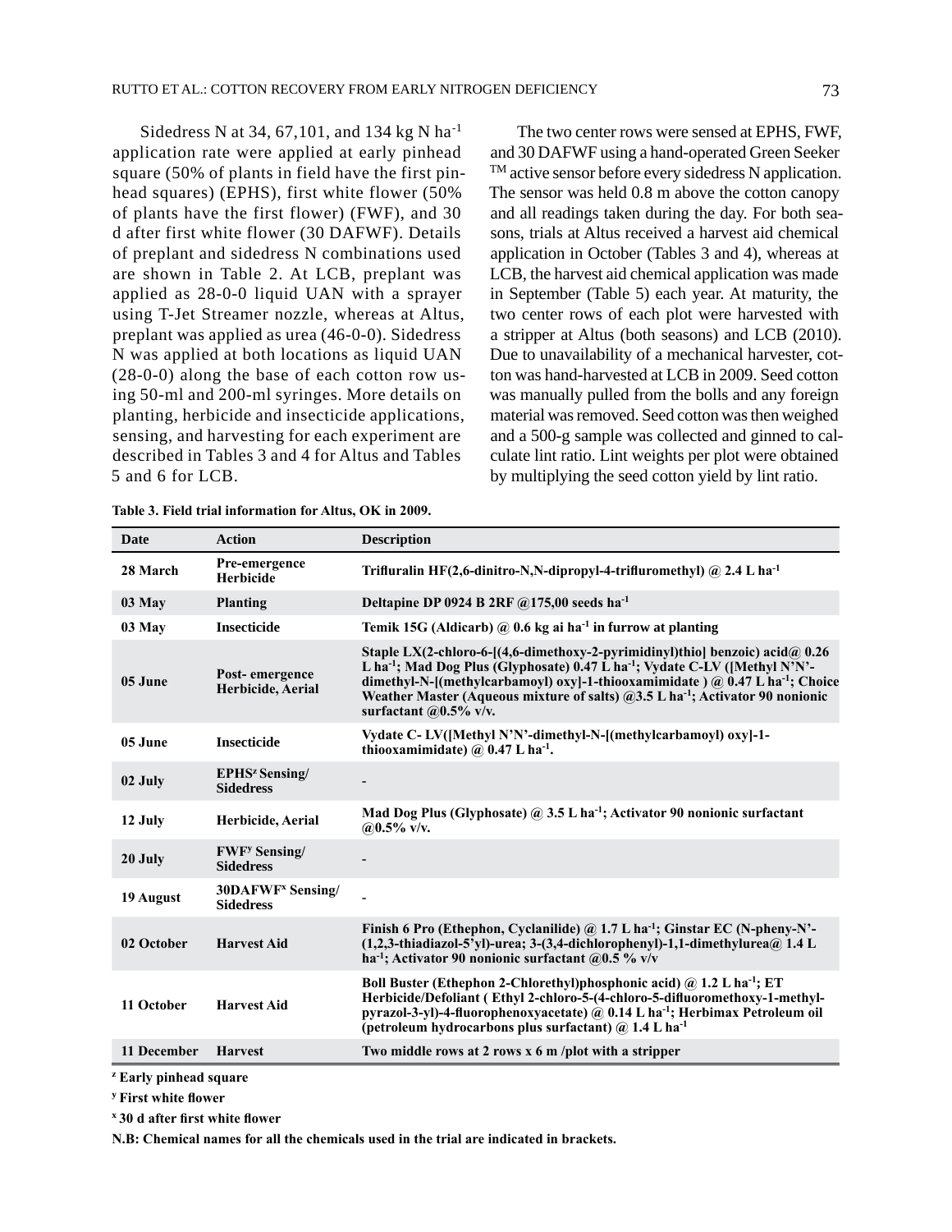Sidedress N at 34, 67,101, and 134 kg N ha$^{-1}$ application rate were applied at early pinhead square (50% of plants in field have the first pinhead squares) (EPHS), first white flower (50% of plants have the first flower) (FWF), and 30 d after first white flower (30 DAFWF). Details of preplant and sidedress N combinations used are shown in Table 2. At LCB, preplant was applied as 28-0-0 liquid UAN with a sprayer using T-Jet Streamer nozzle, whereas at Altus, preplant was applied as urea (46-0-0). Sidedress N was applied at both locations as liquid UAN (28-0-0) along the base of each cotton row using 50-ml and 200-ml syringes. More details on planting, herbicide and insecticide applications, sensing, and harvesting for each experiment are described in Tables 3 and 4 for Altus and Tables 5 and 6 for LCB.

The two center rows were sensed at EPHS, FWF, and 30 DAFWF using a hand-operated Green Seeker$^{TM}$ active sensor before every sidedress N application. The sensor was held 0.8 m above the cotton canopy and all readings taken during the day. For both seasons, trials at Altus received a harvest aid chemical application in October (Tables 3 and 4), whereas at LCB, the harvest aid chemical application was made in September (Table 5) each year. At maturity, the two center rows of each plot were harvested with a stripper at Altus (both seasons) and LCB (2010). Due to unavailability of a mechanical harvester, cotton was hand-harvested at LCB in 2009. Seed cotton was manually pulled from the bolls and any foreign material was removed. Seed cotton was then weighed and a 500-g sample was collected and ginned to calculate lint ratio. Lint weights per plot were obtained by multiplying the seed cotton yield by lint ratio.

**Table 3. Field trial information for Altus, OK in 2009.**

| Date | Action | Description |
|---|---|---|
| 28 March | Pre-emergence Herbicide | Trifluralin HF(2,6-dinitro-N,N-dipropyl-4-trifluromethyl) @ 2.4 L ha$^{-1}$ |
| 03 May | Planting | Deltapine DP 0924 B 2RF @175,00 seeds ha$^{-1}$ |
| 03 May | Insecticide | Temik 15G (Aldicarb) @ 0.6 kg ai ha$^{-1}$ in furrow at planting |
| 05 June | Post- emergence Herbicide, Aerial | Staple LX(2-chloro-6-[(4,6-dimethoxy-2-pyrimidinyl)thio] benzoic) acid@ 0.26 L ha$^{-1}$; Mad Dog Plus (Glyphosate) 0.47 L ha$^{-1}$; Vydate C-LV ([Methyl N'N'-dimethyl-N-[(methylcarbamoyl) oxy]-1-thiooxamimidate ) @ 0.47 L ha$^{-1}$; Choice Weather Master (Aqueous mixture of salts) @3.5 L ha$^{-1}$; Activator 90 nonionic surfactant @0.5% v/v. |
| 05 June | Insecticide | Vydate C- LV([Methyl N'N'-dimethyl-N-[(methylcarbamoyl) oxy]-1-thiooxamimidate) @ 0.47 L ha$^{-1}$. |
| 02 July | EPHS[z] Sensing/ Sidedress | - |
| 12 July | Herbicide, Aerial | Mad Dog Plus (Glyphosate) @ 3.5 L ha$^{-1}$; Activator 90 nonionic surfactant @0.5% v/v. |
| 20 July | FWF[y] Sensing/ Sidedress | - |
| 19 August | 30DAFWF[x] Sensing/ Sidedress | - |
| 02 October | Harvest Aid | Finish 6 Pro (Ethephon, Cyclanilide) @ 1.7 L ha$^{-1}$; Ginstar EC (N-pheny-N'-(1,2,3-thiadiazol-5'yl)-urea; 3-(3,4-dichlorophenyl)-1,1-dimethylurea@ 1.4 L ha$^{-1}$; Activator 90 nonionic surfactant @0.5 % v/v |
| 11 October | Harvest Aid | Boll Buster (Ethephon 2-Chlorethyl)phosphonic acid) @ 1.2 L ha$^{-1}$; ET Herbicide/Defoliant ( Ethyl 2-chloro-5-(4-chloro-5-difluoromethoxy-1-methyl-pyrazol-3-yl)-4-fluorophenoxyacetate) @ 0.14 L ha$^{-1}$; Herbimax Petroleum oil (petroleum hydrocarbons plus surfactant) @ 1.4 L ha$^{-1}$ |
| 11 December | Harvest | Two middle rows at 2 rows x 6 m /plot with a stripper |

[z] Early pinhead square

[y] First white flower

[x] 30 d after first white flower

N.B: Chemical names for all the chemicals used in the trial are indicated in brackets.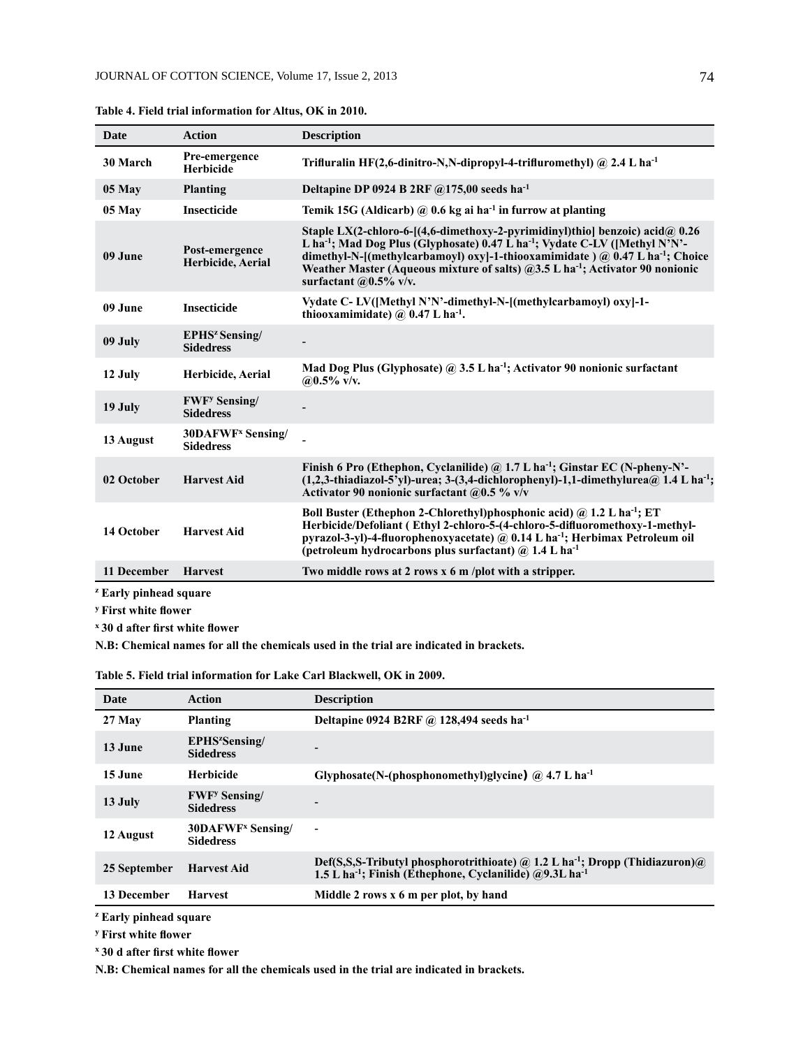**Table 4. Field trial information for Altus, OK in 2010.**

| Date | Action | Description |
|---|---|---|
| 30 March | Pre-emergence Herbicide | Trifluralin HF(2,6-dinitro-N,N-dipropyl-4-triflurometyl) @ 2.4 L ha$^{-1}$ |
| 05 May | Planting | Deltapine DP 0924 B 2RF @175,00 seeds ha$^{-1}$ |
| 05 May | Insecticide | Temik 15G (Aldicarb) @ 0.6 kg ai ha$^{-1}$ in furrow at planting |
| 09 June | Post-emergence Herbicide, Aerial | Staple LX(2-chloro-6-[(4,6-dimethoxy-2-pyrimidinyl)thio] benzoic) acid@ 0.26 L ha$^{-1}$; Mad Dog Plus (Glyphosate) 0.47 L ha$^{-1}$; Vydate C-LV ([Methyl N'N'-dimethyl-N-[(methylcarbamoyl) oxy]-1-thiooxamimidate ) @ 0.47 L ha$^{-1}$; Choice Weather Master (Aqueous mixture of salts) @3.5 L ha$^{-1}$; Activator 90 nonionic surfactant @0.5% v/v. |
| 09 June | Insecticide | Vydate C- LV([Methyl N'N'-dimethyl-N-[(methylcarbamoyl) oxy]-1-thiooxamimidate) @ 0.47 L ha$^{-1}$. |
| 09 July | EPHS[z] Sensing/ Sidedress | - |
| 12 July | Herbicide, Aerial | Mad Dog Plus (Glyphosate) @ 3.5 L ha$^{-1}$; Activator 90 nonionic surfactant @0.5% v/v. |
| 19 July | FWF[y] Sensing/ Sidedress | - |
| 13 August | 30DAFWF[x] Sensing/ Sidedress | - |
| 02 October | Harvest Aid | Finish 6 Pro (Ethephon, Cyclanilide) @ 1.7 L ha$^{-1}$; Ginstar EC (N-pheny-N'-(1,2,3-thiadiazol-5'yl)-urea; 3-(3,4-dichlorophenyl)-1,1-dimethylurea@ 1.4 L ha$^{-1}$; Activator 90 nonionic surfactant @0.5 % v/v |
| 14 October | Harvest Aid | Boll Buster (Ethephon 2-Chlorethyl)phosphonic acid) @ 1.2 L ha$^{-1}$; ET Herbicide/Defoliant ( Ethyl 2-chloro-5-(4-chloro-5-difluoromethoxy-1-methyl-pyrazol-3-yl)-4-fluorophenoxyacetate) @ 0.14 L ha$^{-1}$; Herbimax Petroleum oil (petroleum hydrocarbons plus surfactant) @ 1.4 L ha$^{-1}$ |
| 11 December | Harvest | Two middle rows at 2 rows x 6 m /plot with a stripper. |

[z] Early pinhead square

[y] First white flower

[x] 30 d after first white flower

N.B: Chemical names for all the chemicals used in the trial are indicated in brackets.

**Table 5. Field trial information for Lake Carl Blackwell, OK in 2009.**

| Date | Action | Description |
|---|---|---|
| 27 May | Planting | Deltapine 0924 B2RF @ 128,494 seeds ha$^{-1}$ |
| 13 June | EPHS[z]Sensing/ Sidedress | - |
| 15 June | Herbicide | Glyphosate(N-(phosphonomethyl)glycine) @ 4.7 L ha$^{-1}$ |
| 13 July | FWF[y] Sensing/ Sidedress | - |
| 12 August | 30DAFWF[x] Sensing/ Sidedress | - |
| 25 September | Harvest Aid | Def(S,S,S-Tributyl phosphorotrithioate) @ 1.2 L ha$^{-1}$; Dropp (Thidiazuron)@ 1.5 L ha$^{-1}$; Finish (Ethephone, Cyclanilide) @9.3L ha$^{-1}$ |
| 13 December | Harvest | Middle 2 rows x 6 m per plot, by hand |

[z] Early pinhead square

[y] First white flower

[x] 30 d after first white flower

N.B: Chemical names for all the chemicals used in the trial are indicated in brackets.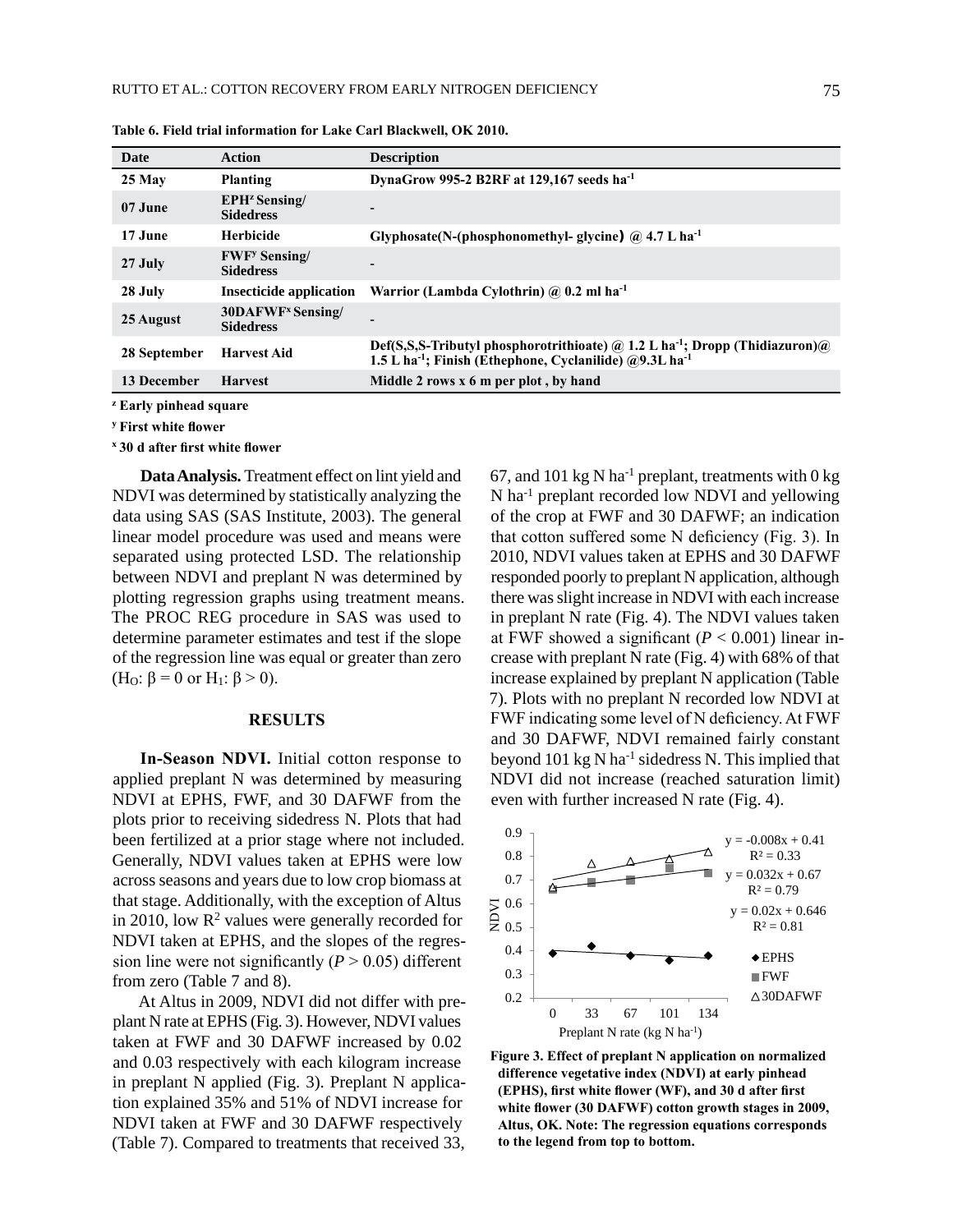**Table 6. Field trial information for Lake Carl Blackwell, OK 2010.**

| Date | Action | Description |
|---|---|---|
| 25 May | Planting | DynaGrow 995-2 B2RF at 129,167 seeds ha$^{-1}$ |
| 07 June | EPH[z] Sensing/ Sidedress | - |
| 17 June | Herbicide | Glyphosate(N-(phosphonomethyl- glycine) @ 4.7 L ha$^{-1}$ |
| 27 July | FWF[y] Sensing/ Sidedress | - |
| 28 July | Insecticide application | Warrior (Lambda Cylothrin) @ 0.2 ml ha$^{-1}$ |
| 25 August | 30DAFWF[x] Sensing/ Sidedress | - |
| 28 September | Harvest Aid | Def(S,S,S-Tributyl phosphorotrithioate) @ 1.2 L ha$^{-1}$; Dropp (Thidiazuron)@ 1.5 L ha$^{-1}$; Finish (Ethephone, Cyclanilide) @9.3L ha$^{-1}$ |
| 13 December | Harvest | Middle 2 rows x 6 m per plot , by hand |

[z] Early pinhead square

[y] First white flower

[x] 30 d after first white flower

**Data Analysis.** Treatment effect on lint yield and NDVI was determined by statistically analyzing the data using SAS (SAS Institute, 2003). The general linear model procedure was used and means were separated using protected LSD. The relationship between NDVI and preplant N was determined by plotting regression graphs using treatment means. The PROC REG procedure in SAS was used to determine parameter estimates and test if the slope of the regression line was equal or greater than zero ($H_O$: $\beta = 0$ or $H_1$: $\beta > 0$).

## RESULTS

**In-Season NDVI.** Initial cotton response to applied preplant N was determined by measuring NDVI at EPHS, FWF, and 30 DAFWF from the plots prior to receiving sidedress N. Plots that had been fertilized at a prior stage where not included. Generally, NDVI values taken at EPHS were low across seasons and years due to low crop biomass at that stage. Additionally, with the exception of Altus in 2010, low $R^2$ values were generally recorded for NDVI taken at EPHS, and the slopes of the regression line were not significantly ($P > 0.05$) different from zero (Table 7 and 8).

At Altus in 2009, NDVI did not differ with preplant N rate at EPHS (Fig. 3). However, NDVI values taken at FWF and 30 DAFWF increased by 0.02 and 0.03 respectively with each kilogram increase in preplant N applied (Fig. 3). Preplant N application explained 35% and 51% of NDVI increase for NDVI taken at FWF and 30 DAFWF respectively (Table 7). Compared to treatments that received 33, 67, and 101 kg N ha$^{-1}$ preplant, treatments with 0 kg N ha$^{-1}$ preplant recorded low NDVI and yellowing of the crop at FWF and 30 DAFWF; an indication that cotton suffered some N deficiency (Fig. 3). In 2010, NDVI values taken at EPHS and 30 DAFWF responded poorly to preplant N application, although there was slight increase in NDVI with each increase in preplant N rate (Fig. 4). The NDVI values taken at FWF showed a significant ($P < 0.001$) linear increase with preplant N rate (Fig. 4) with 68% of that increase explained by preplant N application (Table 7). Plots with no preplant N recorded low NDVI at FWF indicating some level of N deficiency. At FWF and 30 DAFWF, NDVI remained fairly constant beyond 101 kg N ha$^{-1}$ sidedress N. This implied that NDVI did not increase (reached saturation limit) even with further increased N rate (Fig. 4).

**Figure 3. Effect of preplant N application on normalized difference vegetative index (NDVI) at early pinhead (EPHS), first white flower (WF), and 30 d after first white flower (30 DAFWF) cotton growth stages in 2009, Altus, OK. Note: The regression equations corresponds to the legend from top to bottom.**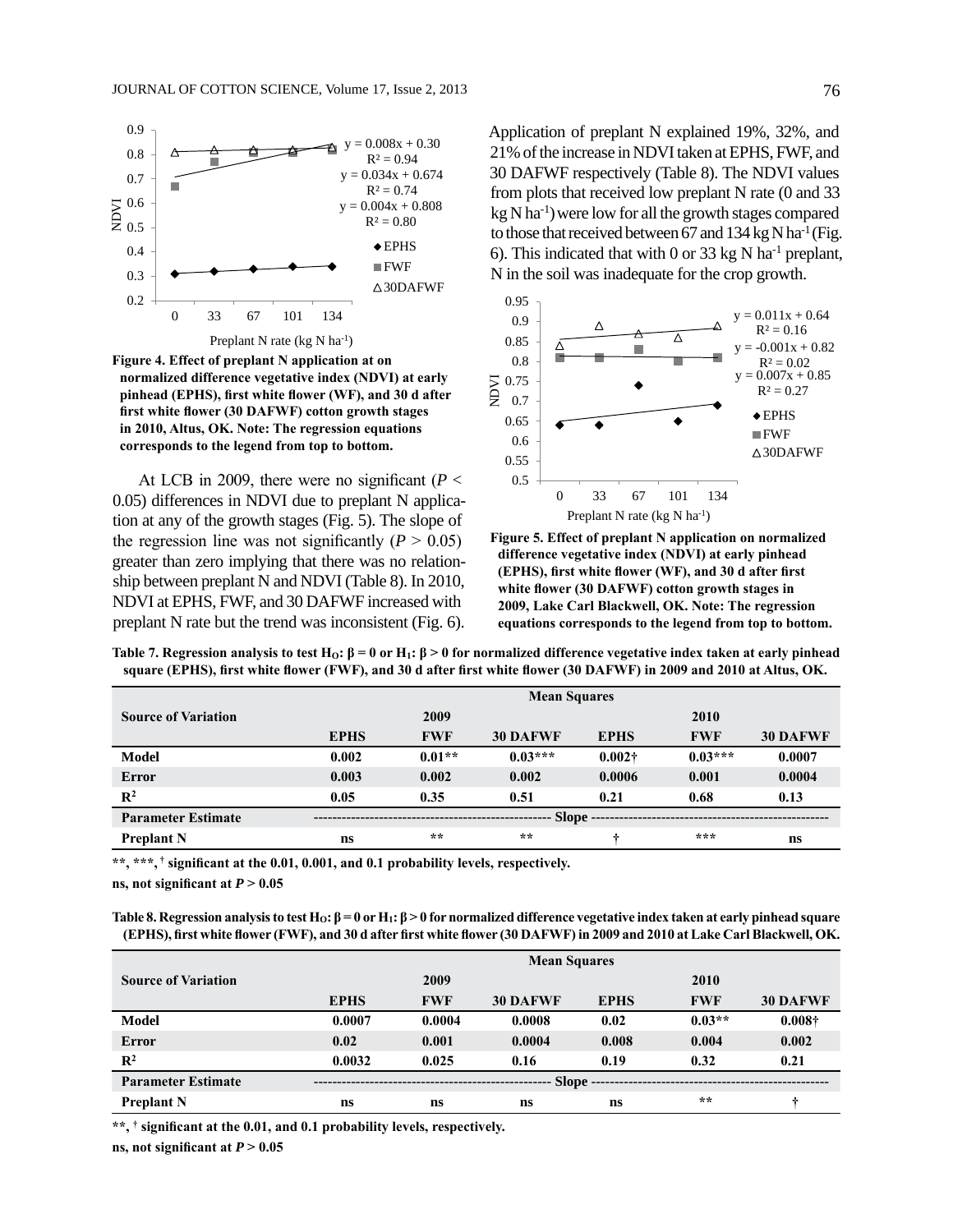Figure 4. Effect of preplant N application at on normalized difference vegetative index (NDVI) at early pinhead (EPHS), first white flower (WF), and 30 d after first white flower (30 DAFWF) cotton growth stages in 2010, Altus, OK. Note: The regression equations corresponds to the legend from top to bottom.

At LCB in 2009, there were no significant ($P < 0.05$) differences in NDVI due to preplant N application at any of the growth stages (Fig. 5). The slope of the regression line was not significantly ($P > 0.05$) greater than zero implying that there was no relationship between preplant N and NDVI (Table 8). In 2010, NDVI at EPHS, FWF, and 30 DAFWF increased with preplant N rate but the trend was inconsistent (Fig. 6).

Application of preplant N explained 19%, 32%, and 21% of the increase in NDVI taken at EPHS, FWF, and 30 DAFWF respectively (Table 8). The NDVI values from plots that received low preplant N rate (0 and 33 kg N ha$^{-1}$) were low for all the growth stages compared to those that received between 67 and 134 kg N ha$^{-1}$ (Fig. 6). This indicated that with 0 or 33 kg N ha$^{-1}$ preplant, N in the soil was inadequate for the crop growth.

Figure 5. Effect of preplant N application on normalized difference vegetative index (NDVI) at early pinhead (EPHS), first white flower (WF), and 30 d after first white flower (30 DAFWF) cotton growth stages in 2009, Lake Carl Blackwell, OK. Note: The regression equations corresponds to the legend from top to bottom.

**Table 7. Regression analysis to test $H_O$: $\beta = 0$ or $H_1$: $\beta > 0$ for normalized difference vegetative index taken at early pinhead square (EPHS), first white flower (FWF), and 30 d after first white flower (30 DAFWF) in 2009 and 2010 at Altus, OK.**

| Source of Variation | Mean Squares | | | | | |
|---|---|---|---|---|---|---|
| | 2009 | | | 2010 | | |
| | EPHS | FWF | 30 DAFWF | EPHS | FWF | 30 DAFWF |
| Model | 0.002 | 0.01** | 0.03*** | 0.002† | 0.03*** | 0.0007 |
| Error | 0.003 | 0.002 | 0.002 | 0.0006 | 0.001 | 0.0004 |
| $R^2$ | 0.05 | 0.35 | 0.51 | 0.21 | 0.68 | 0.13 |
| Parameter Estimate | Slope | | | | | |
| Preplant N | ns | ** | ** | † | *** | ns |

**, ***, † significant at the 0.01, 0.001, and 0.1 probability levels, respectively.

ns, not significant at $P > 0.05$

**Table 8. Regression analysis to test $H_O$: $\beta = 0$ or $H_1$: $\beta > 0$ for normalized difference vegetative index taken at early pinhead square (EPHS), first white flower (FWF), and 30 d after first white flower (30 DAFWF) in 2009 and 2010 at Lake Carl Blackwell, OK.**

| Source of Variation | Mean Squares | | | | | |
|---|---|---|---|---|---|---|
| | 2009 | | | 2010 | | |
| | EPHS | FWF | 30 DAFWF | EPHS | FWF | 30 DAFWF |
| Model | 0.0007 | 0.0004 | 0.0008 | 0.02 | 0.03** | 0.008† |
| Error | 0.02 | 0.001 | 0.0004 | 0.008 | 0.004 | 0.002 |
| $R^2$ | 0.0032 | 0.025 | 0.16 | 0.19 | 0.32 | 0.21 |
| Parameter Estimate | Slope | | | | | |
| Preplant N | ns | ns | ns | ns | ** | † |

**, † significant at the 0.01, and 0.1 probability levels, respectively.

ns, not significant at $P > 0.05$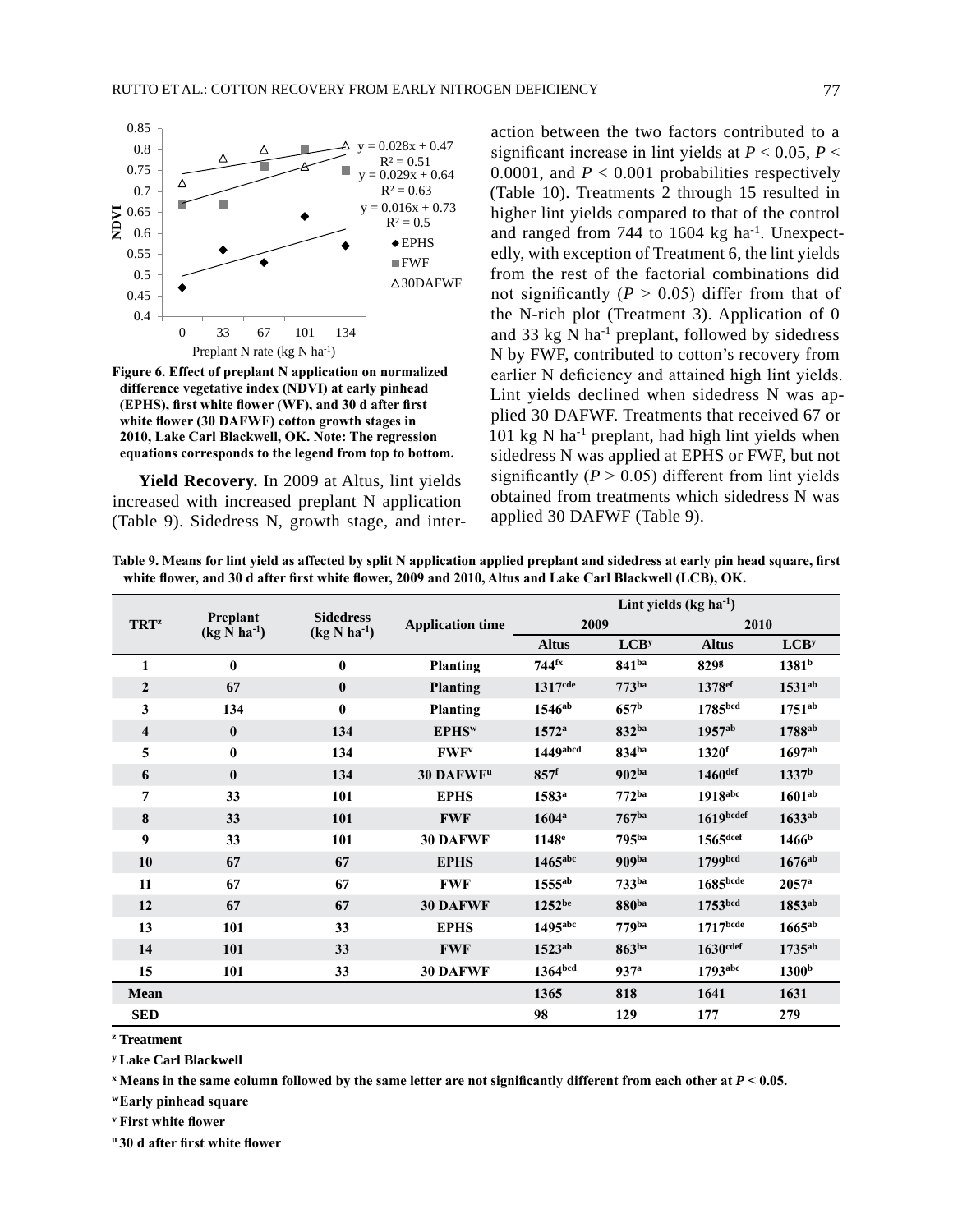Figure 6. Effect of preplant N application on normalized difference vegetative index (NDVI) at early pinhead (EPHS), first white flower (WF), and 30 d after first white flower (30 DAFWF) cotton growth stages in 2010, Lake Carl Blackwell, OK. Note: The regression equations corresponds to the legend from top to bottom.

**Yield Recovery.** In 2009 at Altus, lint yields increased with increased preplant N application (Table 9). Sidedress N, growth stage, and interaction between the two factors contributed to a significant increase in lint yields at $P < 0.05$, $P < 0.0001$, and $P < 0.001$ probabilities respectively (Table 10). Treatments 2 through 15 resulted in higher lint yields compared to that of the control and ranged from 744 to 1604 kg ha$^{-1}$. Unexpectedly, with exception of Treatment 6, the lint yields from the rest of the factorial combinations did not significantly ($P > 0.05$) differ from that of the N-rich plot (Treatment 3). Application of 0 and 33 kg N ha$^{-1}$ preplant, followed by sidedress N by FWF, contributed to cotton's recovery from earlier N deficiency and attained high lint yields. Lint yields declined when sidedress N was applied 30 DAFWF. Treatments that received 67 or 101 kg N ha$^{-1}$ preplant, had high lint yields when sidedress N was applied at EPHS or FWF, but not significantly ($P > 0.05$) different from lint yields obtained from treatments which sidedress N was applied 30 DAFWF (Table 9).

**Table 9. Means for lint yield as affected by split N application applied preplant and sidedress at early pin head square, first white flower, and 30 d after first white flower, 2009 and 2010, Altus and Lake Carl Blackwell (LCB), OK.**

| TRT[z] | Preplant (kg N ha$^{-1}$) | Sidedress (kg N ha$^{-1}$) | Application time | Lint yields (kg ha$^{-1}$) | | | |
|---|---|---|---|---|---|---|---|
| | | | | 2009 | | 2010 | |
| | | | | Altus | LCB[y] | Altus | LCB[y] |
| 1 | 0 | 0 | Planting | 744[fx] | 841[ba] | 829[g] | 1381[b] |
| 2 | 67 | 0 | Planting | 1317[cde] | 773[ba] | 1378[ef] | 1531[ab] |
| 3 | 134 | 0 | Planting | 1546[ab] | 657[b] | 1785[bcd] | 1751[ab] |
| 4 | 0 | 134 | EPHS[w] | 1572[a] | 832[ba] | 1957[ab] | 1788[ab] |
| 5 | 0 | 134 | FWF[v] | 1449[abcd] | 834[ba] | 1320[f] | 1697[ab] |
| 6 | 0 | 134 | 30 DAFWF[u] | 857[f] | 902[ba] | 1460[def] | 1337[b] |
| 7 | 33 | 101 | EPHS | 1583[a] | 772[ba] | 1918[abc] | 1601[ab] |
| 8 | 33 | 101 | FWF | 1604[a] | 767[ba] | 1619[bcdef] | 1633[ab] |
| 9 | 33 | 101 | 30 DAFWF | 1148[e] | 795[ba] | 1565[dcef] | 1466[b] |
| 10 | 67 | 67 | EPHS | 1465[abc] | 909[ba] | 1799[bcd] | 1676[ab] |
| 11 | 67 | 67 | FWF | 1555[ab] | 733[ba] | 1685[bcde] | 2057[a] |
| 12 | 67 | 67 | 30 DAFWF | 1252[be] | 880[ba] | 1753[bcd] | 1853[ab] |
| 13 | 101 | 33 | EPHS | 1495[abc] | 779[ba] | 1717[bcde] | 1665[ab] |
| 14 | 101 | 33 | FWF | 1523[ab] | 863[ba] | 1630[cdef] | 1735[ab] |
| 15 | 101 | 33 | 30 DAFWF | 1364[bcd] | 937[a] | 1793[abc] | 1300[b] |
| Mean | | | | 1365 | 818 | 1641 | 1631 |
| SED | | | | 98 | 129 | 177 | 279 |

[z] Treatment

[y] Lake Carl Blackwell

[x] Means in the same column followed by the same letter are not significantly different from each other at $P < 0.05$.

[w] Early pinhead square

[v] First white flower

[u] 30 d after first white flower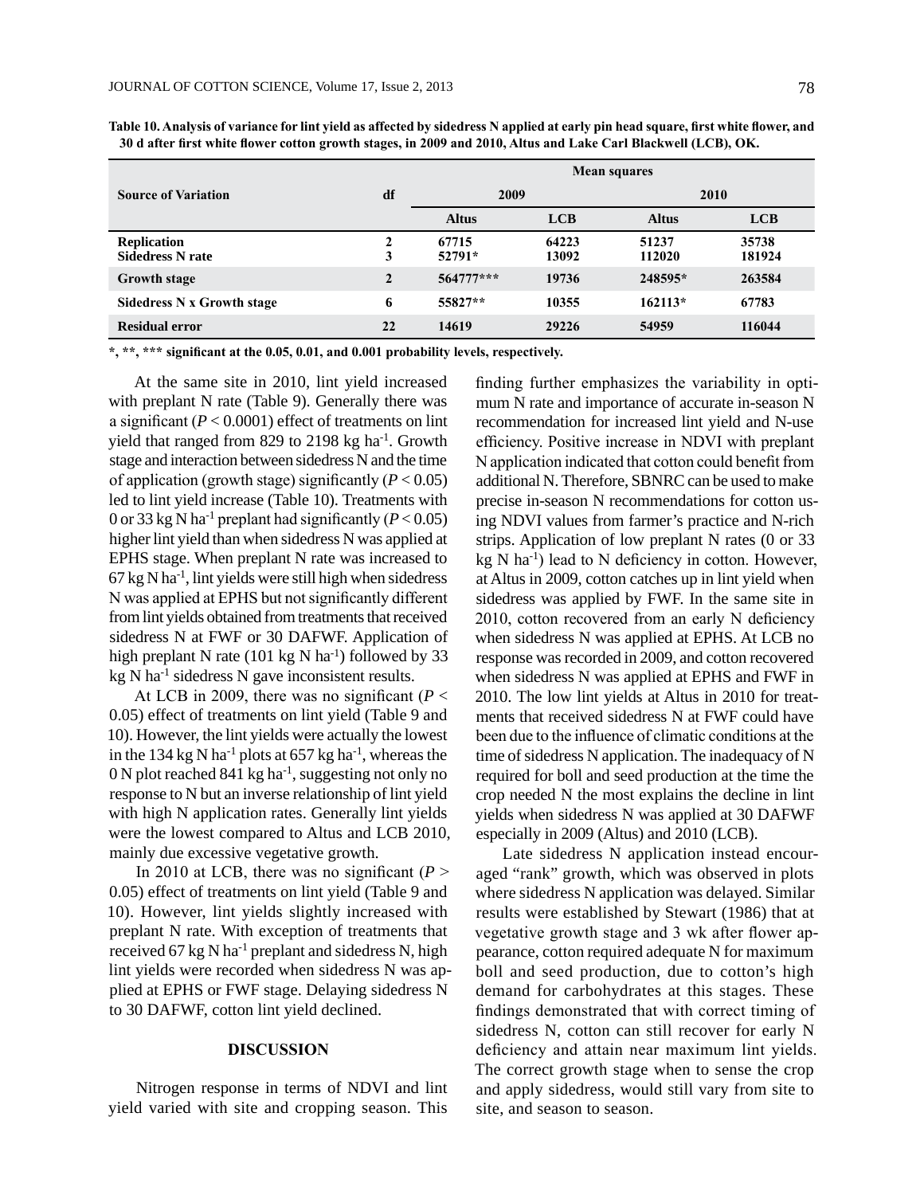**Table 10. Analysis of variance for lint yield as affected by sidedress N applied at early pin head square, first white flower, and 30 d after first white flower cotton growth stages, in 2009 and 2010, Altus and Lake Carl Blackwell (LCB), OK.**

| Source of Variation | df | Mean squares | | | |
|---|---|---|---|---|---|
| | | 2009 | | 2010 | |
| | | Altus | LCB | Altus | LCB |
| Replication | 2 | 67715 | 64223 | 51237 | 35738 |
| Sidedress N rate | 3 | 52791* | 13092 | 112020 | 181924 |
| Growth stage | 2 | 564777*** | 19736 | 248595* | 263584 |
| Sidedress N x Growth stage | 6 | 55827** | 10355 | 162113* | 67783 |
| Residual error | 22 | 14619 | 29226 | 54959 | 116044 |

*, **, *** significant at the 0.05, 0.01, and 0.001 probability levels, respectively.

At the same site in 2010, lint yield increased with preplant N rate (Table 9). Generally there was a significant ($P < 0.0001$) effect of treatments on lint yield that ranged from 829 to 2198 kg ha$^{-1}$. Growth stage and interaction between sidedress N and the time of application (growth stage) significantly ($P < 0.05$) led to lint yield increase (Table 10). Treatments with 0 or 33 kg N ha$^{-1}$ preplant had significantly ($P < 0.05$) higher lint yield than when sidedress N was applied at EPHS stage. When preplant N rate was increased to 67 kg N ha$^{-1}$, lint yields were still high when sidedress N was applied at EPHS but not significantly different from lint yields obtained from treatments that received sidedress N at FWF or 30 DAFWF. Application of high preplant N rate (101 kg N ha$^{-1}$) followed by 33 kg N ha$^{-1}$ sidedress N gave inconsistent results.

At LCB in 2009, there was no significant ($P < 0.05$) effect of treatments on lint yield (Table 9 and 10). However, the lint yields were actually the lowest in the 134 kg N ha$^{-1}$ plots at 657 kg ha$^{-1}$, whereas the 0 N plot reached 841 kg ha$^{-1}$, suggesting not only no response to N but an inverse relationship of lint yield with high N application rates. Generally lint yields were the lowest compared to Altus and LCB 2010, mainly due excessive vegetative growth.

In 2010 at LCB, there was no significant ($P > 0.05$) effect of treatments on lint yield (Table 9 and 10). However, lint yields slightly increased with preplant N rate. With exception of treatments that received 67 kg N ha$^{-1}$ preplant and sidedress N, high lint yields were recorded when sidedress N was applied at EPHS or FWF stage. Delaying sidedress N to 30 DAFWF, cotton lint yield declined.

## DISCUSSION

Nitrogen response in terms of NDVI and lint yield varied with site and cropping season. This finding further emphasizes the variability in optimum N rate and importance of accurate in-season N recommendation for increased lint yield and N-use efficiency. Positive increase in NDVI with preplant N application indicated that cotton could benefit from additional N. Therefore, SBNRC can be used to make precise in-season N recommendations for cotton using NDVI values from farmer's practice and N-rich strips. Application of low preplant N rates (0 or 33 kg N ha$^{-1}$) lead to N deficiency in cotton. However, at Altus in 2009, cotton catches up in lint yield when sidedress was applied by FWF. In the same site in 2010, cotton recovered from an early N deficiency when sidedress N was applied at EPHS. At LCB no response was recorded in 2009, and cotton recovered when sidedress N was applied at EPHS and FWF in 2010. The low lint yields at Altus in 2010 for treatments that received sidedress N at FWF could have been due to the influence of climatic conditions at the time of sidedress N application. The inadequacy of N required for boll and seed production at the time the crop needed N the most explains the decline in lint yields when sidedress N was applied at 30 DAFWF especially in 2009 (Altus) and 2010 (LCB).

Late sidedress N application instead encouraged "rank" growth, which was observed in plots where sidedress N application was delayed. Similar results were established by Stewart (1986) that at vegetative growth stage and 3 wk after flower appearance, cotton required adequate N for maximum boll and seed production, due to cotton's high demand for carbohydrates at this stages. These findings demonstrated that with correct timing of sidedress N, cotton can still recover for early N deficiency and attain near maximum lint yields. The correct growth stage when to sense the crop and apply sidedress, would still vary from site to site, and season to season.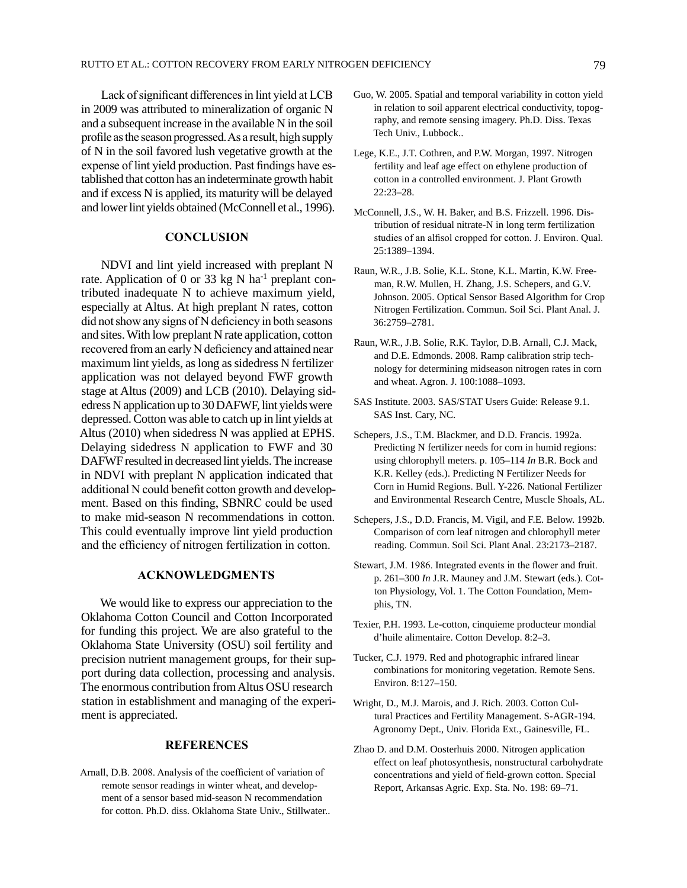Lack of significant differences in lint yield at LCB in 2009 was attributed to mineralization of organic N and a subsequent increase in the available N in the soil profile as the season progressed. As a result, high supply of N in the soil favored lush vegetative growth at the expense of lint yield production. Past findings have established that cotton has an indeterminate growth habit and if excess N is applied, its maturity will be delayed and lower lint yields obtained (McConnell et al., 1996).

## CONCLUSION

NDVI and lint yield increased with preplant N rate. Application of 0 or 33 kg N ha$^{-1}$ preplant contributed inadequate N to achieve maximum yield, especially at Altus. At high preplant N rates, cotton did not show any signs of N deficiency in both seasons and sites. With low preplant N rate application, cotton recovered from an early N deficiency and attained near maximum lint yields, as long as sidedress N fertilizer application was not delayed beyond FWF growth stage at Altus (2009) and LCB (2010). Delaying sidedress N application up to 30 DAFWF, lint yields were depressed. Cotton was able to catch up in lint yields at Altus (2010) when sidedress N was applied at EPHS. Delaying sidedress N application to FWF and 30 DAFWF resulted in decreased lint yields. The increase in NDVI with preplant N application indicated that additional N could benefit cotton growth and development. Based on this finding, SBNRC could be used to make mid-season N recommendations in cotton. This could eventually improve lint yield production and the efficiency of nitrogen fertilization in cotton.

## ACKNOWLEDGMENTS

We would like to express our appreciation to the Oklahoma Cotton Council and Cotton Incorporated for funding this project. We are also grateful to the Oklahoma State University (OSU) soil fertility and precision nutrient management groups, for their support during data collection, processing and analysis. The enormous contribution from Altus OSU research station in establishment and managing of the experiment is appreciated.

## REFERENCES

Arnall, D.B. 2008. Analysis of the coefficient of variation of remote sensor readings in winter wheat, and development of a sensor based mid-season N recommendation for cotton. Ph.D. diss. Oklahoma State Univ., Stillwater..

Guo, W. 2005. Spatial and temporal variability in cotton yield in relation to soil apparent electrical conductivity, topography, and remote sensing imagery. Ph.D. Diss. Texas Tech Univ., Lubbock..

Lege, K.E., J.T. Cothren, and P.W. Morgan, 1997. Nitrogen fertility and leaf age effect on ethylene production of cotton in a controlled environment. J. Plant Growth 22:23–28.

McConnell, J.S., W. H. Baker, and B.S. Frizzell. 1996. Distribution of residual nitrate-N in long term fertilization studies of an alfisol cropped for cotton. J. Environ. Qual. 25:1389–1394.

Raun, W.R., J.B. Solie, K.L. Stone, K.L. Martin, K.W. Freeman, R.W. Mullen, H. Zhang, J.S. Schepers, and G.V. Johnson. 2005. Optical Sensor Based Algorithm for Crop Nitrogen Fertilization. Commun. Soil Sci. Plant Anal. J. 36:2759–2781.

Raun, W.R., J.B. Solie, R.K. Taylor, D.B. Arnall, C.J. Mack, and D.E. Edmonds. 2008. Ramp calibration strip technology for determining midseason nitrogen rates in corn and wheat. Agron. J. 100:1088–1093.

SAS Institute. 2003. SAS/STAT Users Guide: Release 9.1. SAS Inst. Cary, NC.

Schepers, J.S., T.M. Blackmer, and D.D. Francis. 1992a. Predicting N fertilizer needs for corn in humid regions: using chlorophyll meters. p. 105–114 *In* B.R. Bock and K.R. Kelley (eds.). Predicting N Fertilizer Needs for Corn in Humid Regions. Bull. Y-226. National Fertilizer and Environmental Research Centre, Muscle Shoals, AL.

Schepers, J.S., D.D. Francis, M. Vigil, and F.E. Below. 1992b. Comparison of corn leaf nitrogen and chlorophyll meter reading. Commun. Soil Sci. Plant Anal. 23:2173–2187.

Stewart, J.M. 1986. Integrated events in the flower and fruit. p. 261–300 *In* J.R. Mauney and J.M. Stewart (eds.). Cotton Physiology, Vol. 1. The Cotton Foundation, Memphis, TN.

Texier, P.H. 1993. Le-cotton, cinquieme producteur mondial d'huile alimentaire. Cotton Develop. 8:2–3.

Tucker, C.J. 1979. Red and photographic infrared linear combinations for monitoring vegetation. Remote Sens. Environ. 8:127–150.

Wright, D., M.J. Marois, and J. Rich. 2003. Cotton Cultural Practices and Fertility Management. S-AGR-194. Agronomy Dept., Univ. Florida Ext., Gainesville, FL.

Zhao D. and D.M. Oosterhuis 2000. Nitrogen application effect on leaf photosynthesis, nonstructural carbohydrate concentrations and yield of field-grown cotton. Special Report, Arkansas Agric. Exp. Sta. No. 198: 69–71.